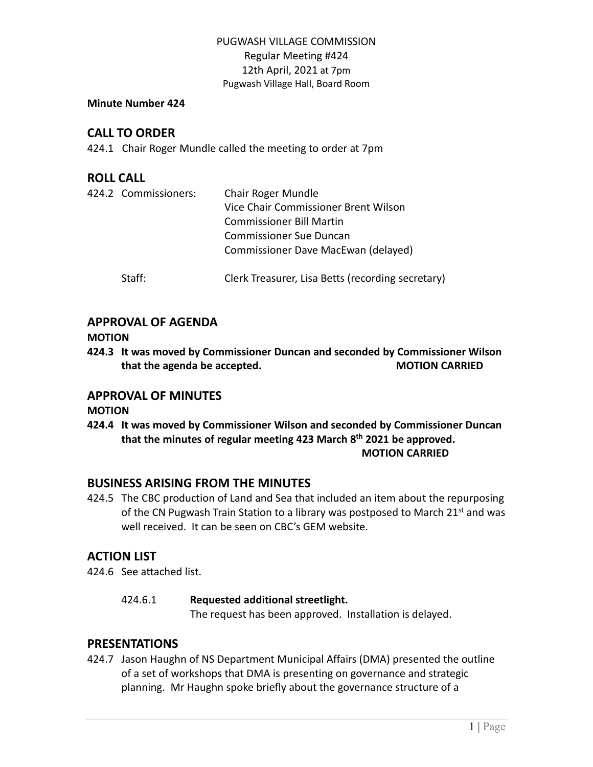PUGWASH VILLAGE COMMISSION
Regular Meeting #424
12th April, 2021 at 7pm
Pugwash Village Hall, Board Room

**Minute Number 424**

## CALL TO ORDER

424.1 Chair Roger Mundle called the meeting to order at 7pm

## ROLL CALL

424.2 Commissioners: Chair Roger Mundle
Vice Chair Commissioner Brent Wilson
Commissioner Bill Martin
Commissioner Sue Duncan
Commissioner Dave MacEwan (delayed)

Staff: Clerk Treasurer, Lisa Betts (recording secretary)

## APPROVAL OF AGENDA

**MOTION**

**424.3 It was moved by Commissioner Duncan and seconded by Commissioner Wilson that the agenda be accepted. MOTION CARRIED**

## APPROVAL OF MINUTES

**MOTION**

**424.4 It was moved by Commissioner Wilson and seconded by Commissioner Duncan that the minutes of regular meeting 423 March 8th 2021 be approved. MOTION CARRIED**

## BUSINESS ARISING FROM THE MINUTES

424.5 The CBC production of Land and Sea that included an item about the repurposing of the CN Pugwash Train Station to a library was postposed to March 21st and was well received. It can be seen on CBC's GEM website.

## ACTION LIST

424.6 See attached list.

424.6.1 **Requested additional streetlight.**
The request has been approved. Installation is delayed.

## PRESENTATIONS

424.7 Jason Haughn of NS Department Municipal Affairs (DMA) presented the outline of a set of workshops that DMA is presenting on governance and strategic planning. Mr Haughn spoke briefly about the governance structure of a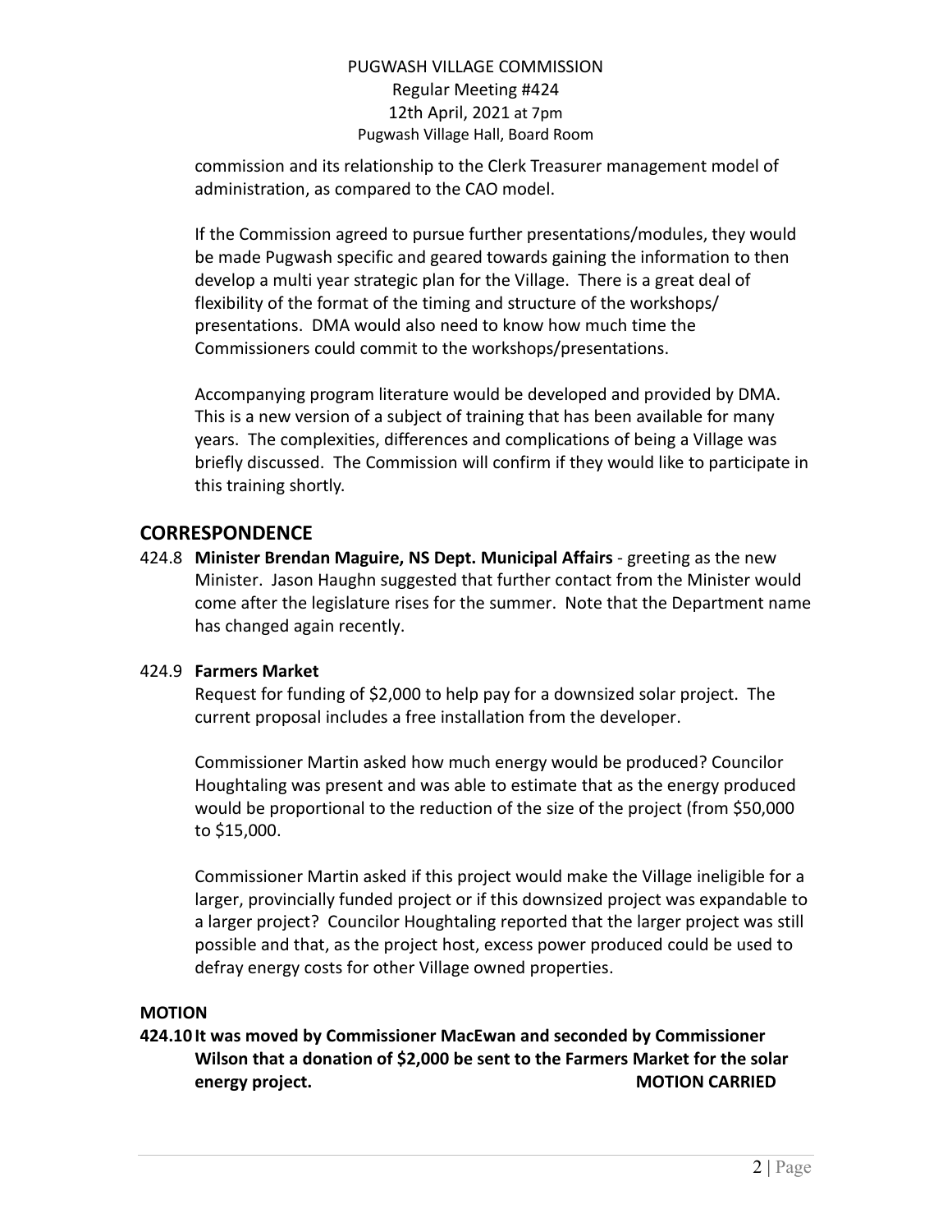commission and its relationship to the Clerk Treasurer management model of administration, as compared to the CAO model.

If the Commission agreed to pursue further presentations/modules, they would be made Pugwash specific and geared towards gaining the information to then develop a multi year strategic plan for the Village. There is a great deal of flexibility of the format of the timing and structure of the workshops/ presentations. DMA would also need to know how much time the Commissioners could commit to the workshops/presentations.

Accompanying program literature would be developed and provided by DMA. This is a new version of a subject of training that has been available for many years. The complexities, differences and complications of being a Village was briefly discussed. The Commission will confirm if they would like to participate in this training shortly.

## CORRESPONDENCE

424.8 **Minister Brendan Maguire, NS Dept. Municipal Affairs** - greeting as the new Minister. Jason Haughn suggested that further contact from the Minister would come after the legislature rises for the summer. Note that the Department name has changed again recently.

424.9 **Farmers Market**

Request for funding of $2,000 to help pay for a downsized solar project. The current proposal includes a free installation from the developer.

Commissioner Martin asked how much energy would be produced? Councilor Houghtaling was present and was able to estimate that as the energy produced would be proportional to the reduction of the size of the project (from $50,000 to $15,000.

Commissioner Martin asked if this project would make the Village ineligible for a larger, provincially funded project or if this downsized project was expandable to a larger project? Councilor Houghtaling reported that the larger project was still possible and that, as the project host, excess power produced could be used to defray energy costs for other Village owned properties.

**MOTION**

**424.10 It was moved by Commissioner MacEwan and seconded by Commissioner Wilson that a donation of $2,000 be sent to the Farmers Market for the solar energy project. MOTION CARRIED**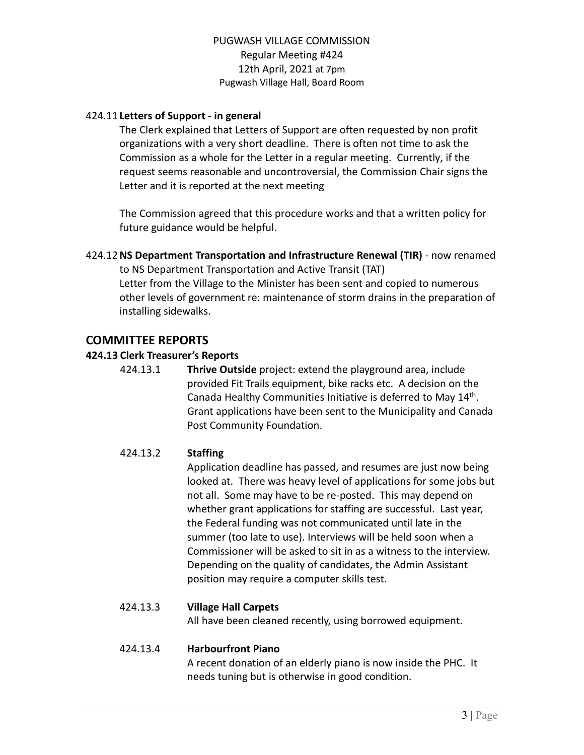PUGWASH VILLAGE COMMISSION
Regular Meeting #424
12th April, 2021 at 7pm
Pugwash Village Hall, Board Room

424.11 **Letters of Support - in general**

The Clerk explained that Letters of Support are often requested by non profit organizations with a very short deadline. There is often not time to ask the Commission as a whole for the Letter in a regular meeting. Currently, if the request seems reasonable and uncontroversial, the Commission Chair signs the Letter and it is reported at the next meeting

The Commission agreed that this procedure works and that a written policy for future guidance would be helpful.

424.12 **NS Department Transportation and Infrastructure Renewal (TIR)** - now renamed to NS Department Transportation and Active Transit (TAT)

Letter from the Village to the Minister has been sent and copied to numerous other levels of government re: maintenance of storm drains in the preparation of installing sidewalks.

## COMMITTEE REPORTS

### 424.13 Clerk Treasurer's Reports

424.13.1 **Thrive Outside** project: extend the playground area, include provided Fit Trails equipment, bike racks etc. A decision on the Canada Healthy Communities Initiative is deferred to May 14th. Grant applications have been sent to the Municipality and Canada Post Community Foundation.

424.13.2 **Staffing**

Application deadline has passed, and resumes are just now being looked at. There was heavy level of applications for some jobs but not all. Some may have to be re-posted. This may depend on whether grant applications for staffing are successful. Last year, the Federal funding was not communicated until late in the summer (too late to use). Interviews will be held soon when a Commissioner will be asked to sit in as a witness to the interview. Depending on the quality of candidates, the Admin Assistant position may require a computer skills test.

424.13.3 **Village Hall Carpets**

All have been cleaned recently, using borrowed equipment.

424.13.4 **Harbourfront Piano**

A recent donation of an elderly piano is now inside the PHC. It needs tuning but is otherwise in good condition.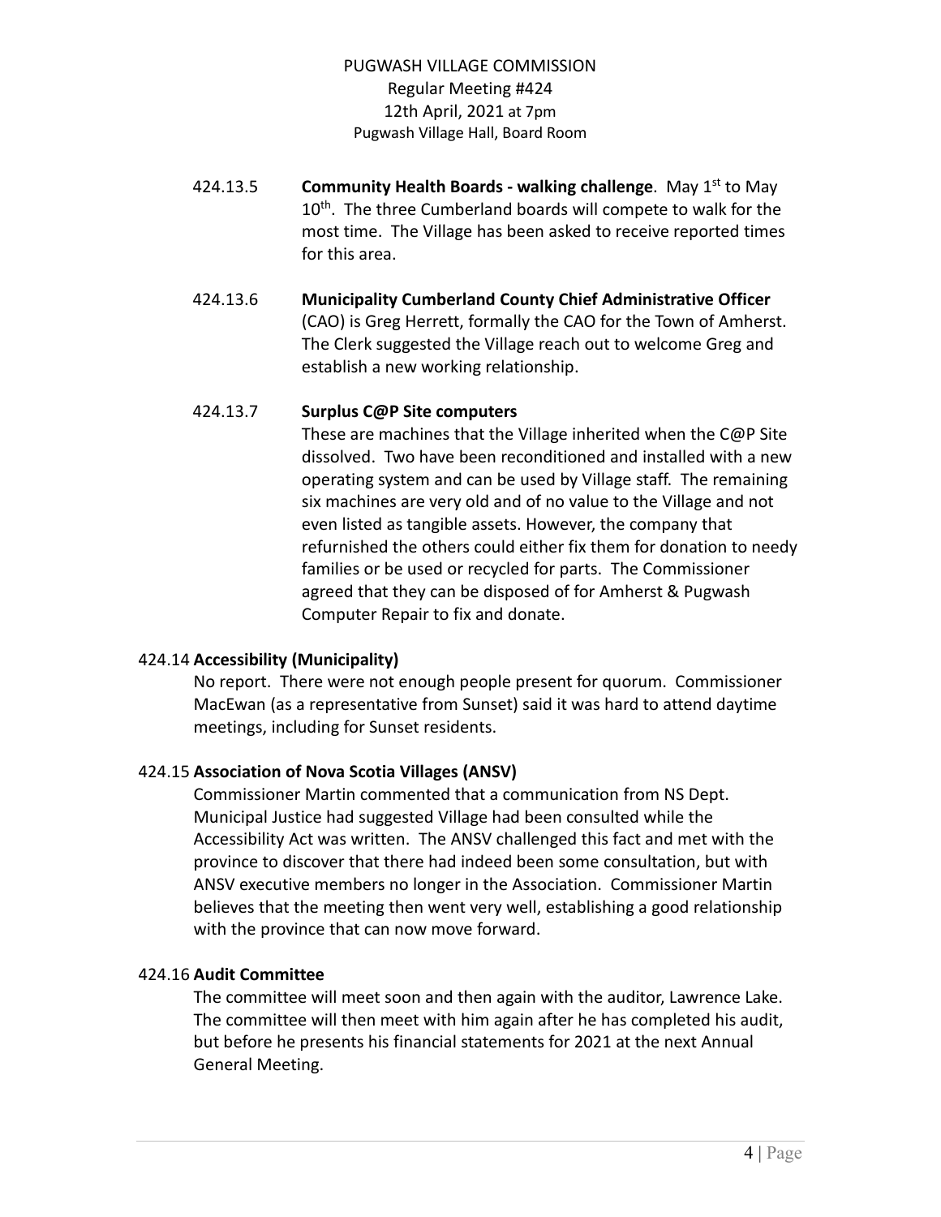424.13.5 **Community Health Boards - walking challenge**. May 1st to May 10th. The three Cumberland boards will compete to walk for the most time. The Village has been asked to receive reported times for this area.

424.13.6 **Municipality Cumberland County Chief Administrative Officer** (CAO) is Greg Herrett, formally the CAO for the Town of Amherst. The Clerk suggested the Village reach out to welcome Greg and establish a new working relationship.

424.13.7 **Surplus C@P Site computers**
These are machines that the Village inherited when the C@P Site dissolved. Two have been reconditioned and installed with a new operating system and can be used by Village staff. The remaining six machines are very old and of no value to the Village and not even listed as tangible assets. However, the company that refurnished the others could either fix them for donation to needy families or be used or recycled for parts. The Commissioner agreed that they can be disposed of for Amherst & Pugwash Computer Repair to fix and donate.

## 424.14 Accessibility (Municipality)

No report. There were not enough people present for quorum. Commissioner MacEwan (as a representative from Sunset) said it was hard to attend daytime meetings, including for Sunset residents.

## 424.15 Association of Nova Scotia Villages (ANSV)

Commissioner Martin commented that a communication from NS Dept. Municipal Justice had suggested Village had been consulted while the Accessibility Act was written. The ANSV challenged this fact and met with the province to discover that there had indeed been some consultation, but with ANSV executive members no longer in the Association. Commissioner Martin believes that the meeting then went very well, establishing a good relationship with the province that can now move forward.

## 424.16 Audit Committee

The committee will meet soon and then again with the auditor, Lawrence Lake. The committee will then meet with him again after he has completed his audit, but before he presents his financial statements for 2021 at the next Annual General Meeting.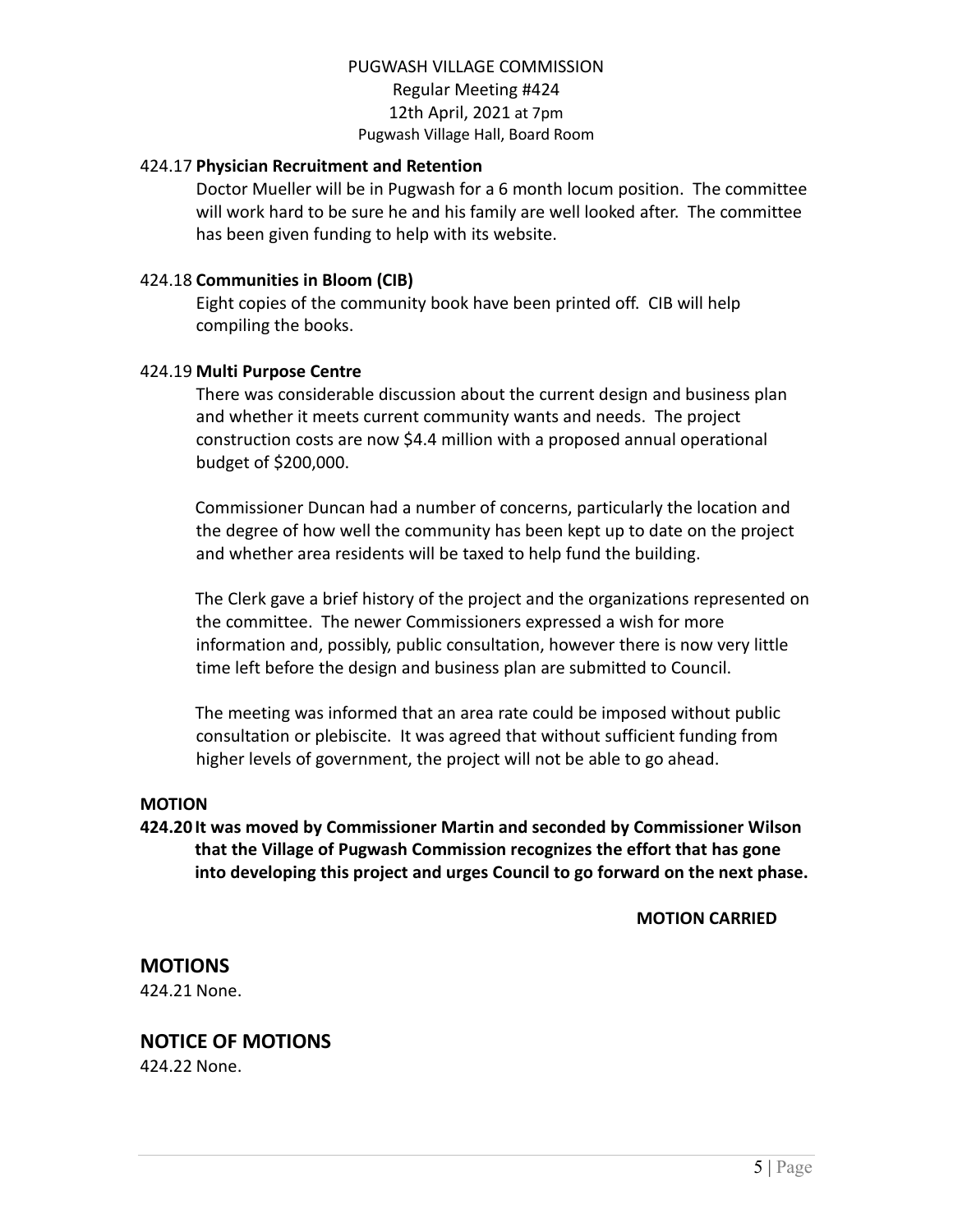424.17 **Physician Recruitment and Retention**

Doctor Mueller will be in Pugwash for a 6 month locum position. The committee will work hard to be sure he and his family are well looked after. The committee has been given funding to help with its website.

424.18 **Communities in Bloom (CIB)**

Eight copies of the community book have been printed off. CIB will help compiling the books.

424.19 **Multi Purpose Centre**

There was considerable discussion about the current design and business plan and whether it meets current community wants and needs. The project construction costs are now $4.4 million with a proposed annual operational budget of $200,000.

Commissioner Duncan had a number of concerns, particularly the location and the degree of how well the community has been kept up to date on the project and whether area residents will be taxed to help fund the building.

The Clerk gave a brief history of the project and the organizations represented on the committee. The newer Commissioners expressed a wish for more information and, possibly, public consultation, however there is now very little time left before the design and business plan are submitted to Council.

The meeting was informed that an area rate could be imposed without public consultation or plebiscite. It was agreed that without sufficient funding from higher levels of government, the project will not be able to go ahead.

**MOTION**

**424.20 It was moved by Commissioner Martin and seconded by Commissioner Wilson that the Village of Pugwash Commission recognizes the effort that has gone into developing this project and urges Council to go forward on the next phase.**

**MOTION CARRIED**

## MOTIONS

424.21 None.

## NOTICE OF MOTIONS

424.22 None.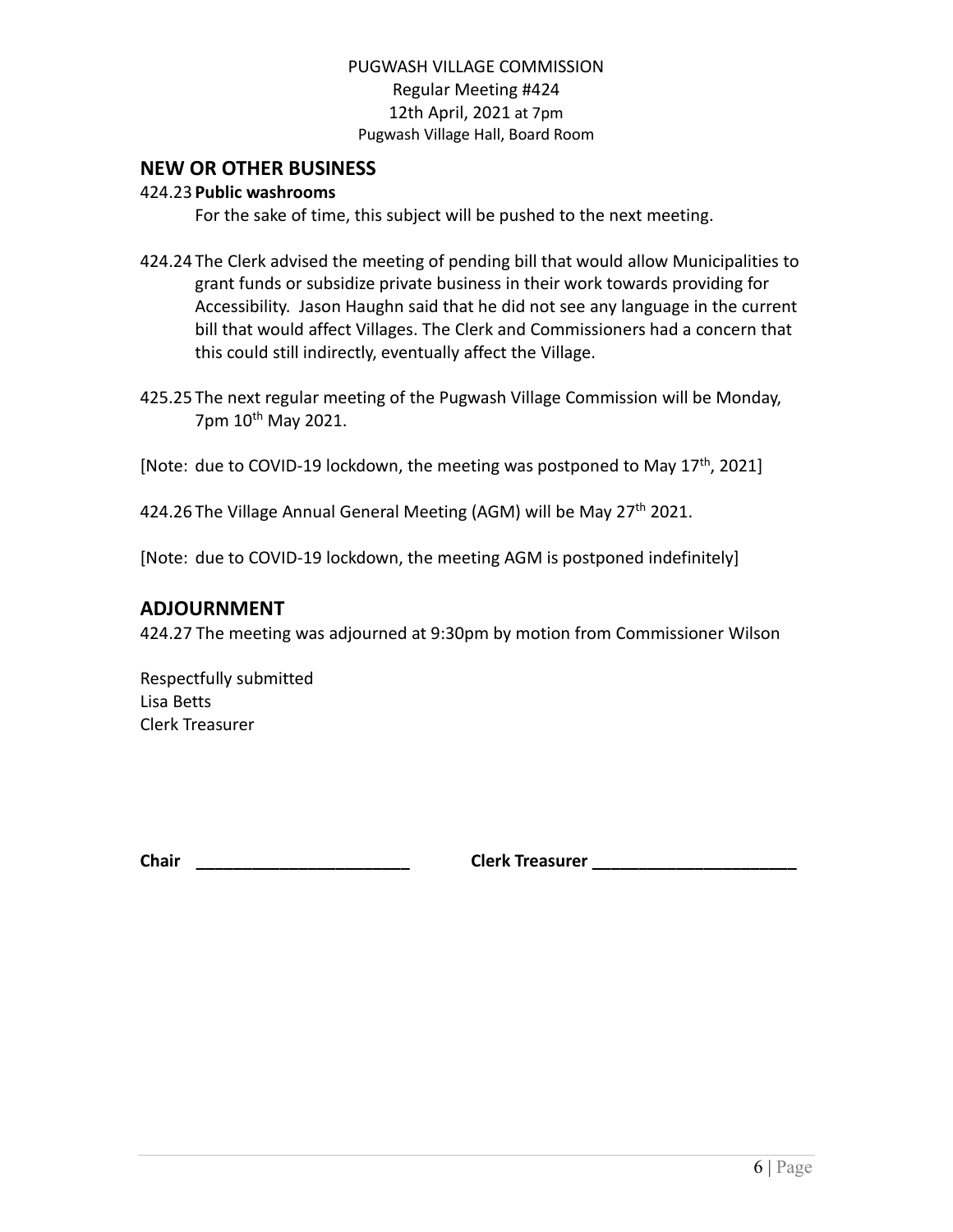PUGWASH VILLAGE COMMISSION
Regular Meeting #424
12th April, 2021 at 7pm
Pugwash Village Hall, Board Room

## NEW OR OTHER BUSINESS

424.23 **Public washrooms**
For the sake of time, this subject will be pushed to the next meeting.

424.24 The Clerk advised the meeting of pending bill that would allow Municipalities to grant funds or subsidize private business in their work towards providing for Accessibility. Jason Haughn said that he did not see any language in the current bill that would affect Villages. The Clerk and Commissioners had a concern that this could still indirectly, eventually affect the Village.

425.25 The next regular meeting of the Pugwash Village Commission will be Monday, 7pm 10th May 2021.

[Note: due to COVID-19 lockdown, the meeting was postponed to May 17th, 2021]

424.26 The Village Annual General Meeting (AGM) will be May 27th 2021.

[Note: due to COVID-19 lockdown, the meeting AGM is postponed indefinitely]

## ADJOURNMENT

424.27 The meeting was adjourned at 9:30pm by motion from Commissioner Wilson

Respectfully submitted
Lisa Betts
Clerk Treasurer

**Chair** ________________________ **Clerk Treasurer** ______________________